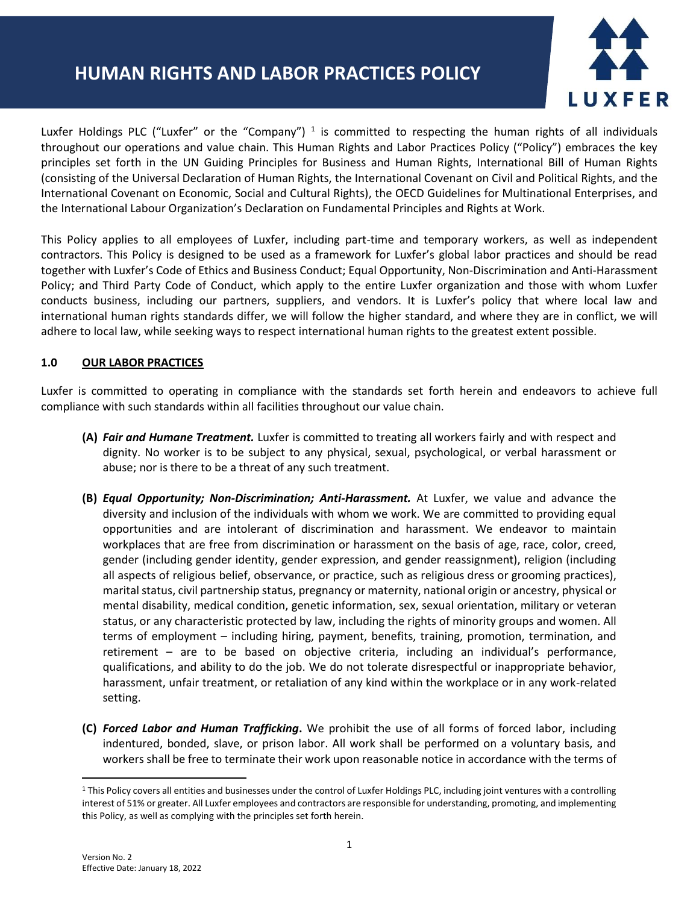# HUMAN RIGHTS AND LABOR PRACTICES POLICY

Luxfer Holdings PLC ("Luxfer" or the "Company") [1] is committed to respecting the human rights of all individuals throughout our operations and value chain. This Human Rights and Labor Practices Policy ("Policy") embraces the key principles set forth in the UN Guiding Principles for Business and Human Rights, International Bill of Human Rights (consisting of the Universal Declaration of Human Rights, the International Covenant on Civil and Political Rights, and the International Covenant on Economic, Social and Cultural Rights), the OECD Guidelines for Multinational Enterprises, and the International Labour Organization's Declaration on Fundamental Principles and Rights at Work.

This Policy applies to all employees of Luxfer, including part-time and temporary workers, as well as independent contractors. This Policy is designed to be used as a framework for Luxfer's global labor practices and should be read together with Luxfer's Code of Ethics and Business Conduct; Equal Opportunity, Non-Discrimination and Anti-Harassment Policy; and Third Party Code of Conduct, which apply to the entire Luxfer organization and those with whom Luxfer conducts business, including our partners, suppliers, and vendors. It is Luxfer's policy that where local law and international human rights standards differ, we will follow the higher standard, and where they are in conflict, we will adhere to local law, while seeking ways to respect international human rights to the greatest extent possible.

## 1.0 OUR LABOR PRACTICES

Luxfer is committed to operating in compliance with the standards set forth herein and endeavors to achieve full compliance with such standards within all facilities throughout our value chain.

**(A)** ***Fair and Humane Treatment.*** Luxfer is committed to treating all workers fairly and with respect and dignity. No worker is to be subject to any physical, sexual, psychological, or verbal harassment or abuse; nor is there to be a threat of any such treatment.

**(B)** ***Equal Opportunity; Non-Discrimination; Anti-Harassment.*** At Luxfer, we value and advance the diversity and inclusion of the individuals with whom we work. We are committed to providing equal opportunities and are intolerant of discrimination and harassment. We endeavor to maintain workplaces that are free from discrimination or harassment on the basis of age, race, color, creed, gender (including gender identity, gender expression, and gender reassignment), religion (including all aspects of religious belief, observance, or practice, such as religious dress or grooming practices), marital status, civil partnership status, pregnancy or maternity, national origin or ancestry, physical or mental disability, medical condition, genetic information, sex, sexual orientation, military or veteran status, or any characteristic protected by law, including the rights of minority groups and women. All terms of employment – including hiring, payment, benefits, training, promotion, termination, and retirement – are to be based on objective criteria, including an individual's performance, qualifications, and ability to do the job. We do not tolerate disrespectful or inappropriate behavior, harassment, unfair treatment, or retaliation of any kind within the workplace or in any work-related setting.

**(C)** ***Forced Labor and Human Trafficking*.** We prohibit the use of all forms of forced labor, including indentured, bonded, slave, or prison labor. All work shall be performed on a voluntary basis, and workers shall be free to terminate their work upon reasonable notice in accordance with the terms of

[1] This Policy covers all entities and businesses under the control of Luxfer Holdings PLC, including joint ventures with a controlling interest of 51% or greater. All Luxfer employees and contractors are responsible for understanding, promoting, and implementing this Policy, as well as complying with the principles set forth herein.

Version No. 2
Effective Date: January 18, 2022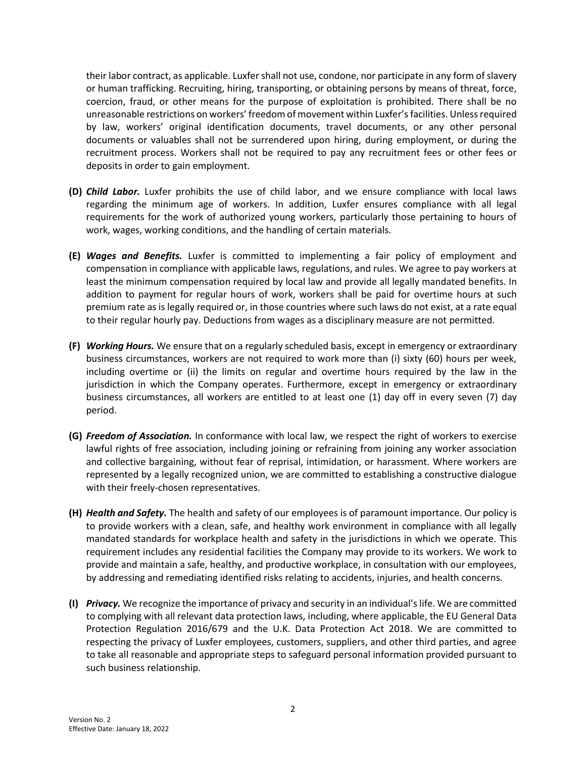their labor contract, as applicable. Luxfer shall not use, condone, nor participate in any form of slavery or human trafficking. Recruiting, hiring, transporting, or obtaining persons by means of threat, force, coercion, fraud, or other means for the purpose of exploitation is prohibited. There shall be no unreasonable restrictions on workers' freedom of movement within Luxfer's facilities. Unless required by law, workers' original identification documents, travel documents, or any other personal documents or valuables shall not be surrendered upon hiring, during employment, or during the recruitment process. Workers shall not be required to pay any recruitment fees or other fees or deposits in order to gain employment.

**(D)** ***Child Labor.*** Luxfer prohibits the use of child labor, and we ensure compliance with local laws regarding the minimum age of workers. In addition, Luxfer ensures compliance with all legal requirements for the work of authorized young workers, particularly those pertaining to hours of work, wages, working conditions, and the handling of certain materials.

**(E)** ***Wages and Benefits.*** Luxfer is committed to implementing a fair policy of employment and compensation in compliance with applicable laws, regulations, and rules. We agree to pay workers at least the minimum compensation required by local law and provide all legally mandated benefits. In addition to payment for regular hours of work, workers shall be paid for overtime hours at such premium rate as is legally required or, in those countries where such laws do not exist, at a rate equal to their regular hourly pay. Deductions from wages as a disciplinary measure are not permitted.

**(F)** ***Working Hours.*** We ensure that on a regularly scheduled basis, except in emergency or extraordinary business circumstances, workers are not required to work more than (i) sixty (60) hours per week, including overtime or (ii) the limits on regular and overtime hours required by the law in the jurisdiction in which the Company operates. Furthermore, except in emergency or extraordinary business circumstances, all workers are entitled to at least one (1) day off in every seven (7) day period.

**(G)** ***Freedom of Association.*** In conformance with local law, we respect the right of workers to exercise lawful rights of free association, including joining or refraining from joining any worker association and collective bargaining, without fear of reprisal, intimidation, or harassment. Where workers are represented by a legally recognized union, we are committed to establishing a constructive dialogue with their freely-chosen representatives.

**(H)** ***Health and Safety.*** The health and safety of our employees is of paramount importance. Our policy is to provide workers with a clean, safe, and healthy work environment in compliance with all legally mandated standards for workplace health and safety in the jurisdictions in which we operate. This requirement includes any residential facilities the Company may provide to its workers. We work to provide and maintain a safe, healthy, and productive workplace, in consultation with our employees, by addressing and remediating identified risks relating to accidents, injuries, and health concerns.

**(I)** ***Privacy.*** We recognize the importance of privacy and security in an individual's life. We are committed to complying with all relevant data protection laws, including, where applicable, the EU General Data Protection Regulation 2016/679 and the U.K. Data Protection Act 2018. We are committed to respecting the privacy of Luxfer employees, customers, suppliers, and other third parties, and agree to take all reasonable and appropriate steps to safeguard personal information provided pursuant to such business relationship.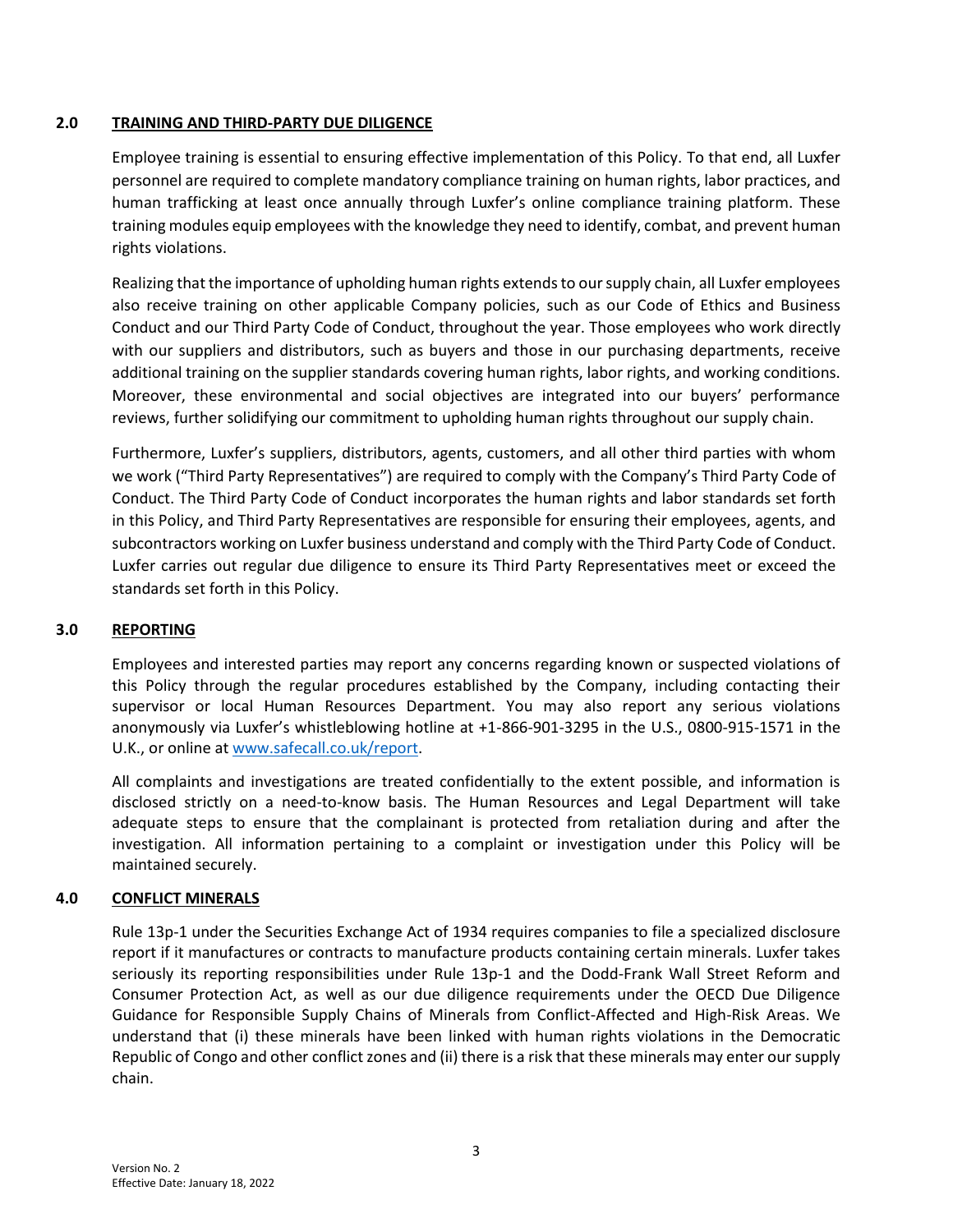## 2.0 TRAINING AND THIRD-PARTY DUE DILIGENCE

Employee training is essential to ensuring effective implementation of this Policy. To that end, all Luxfer personnel are required to complete mandatory compliance training on human rights, labor practices, and human trafficking at least once annually through Luxfer's online compliance training platform. These training modules equip employees with the knowledge they need to identify, combat, and prevent human rights violations.

Realizing that the importance of upholding human rights extends to our supply chain, all Luxfer employees also receive training on other applicable Company policies, such as our Code of Ethics and Business Conduct and our Third Party Code of Conduct, throughout the year. Those employees who work directly with our suppliers and distributors, such as buyers and those in our purchasing departments, receive additional training on the supplier standards covering human rights, labor rights, and working conditions. Moreover, these environmental and social objectives are integrated into our buyers' performance reviews, further solidifying our commitment to upholding human rights throughout our supply chain.

Furthermore, Luxfer's suppliers, distributors, agents, customers, and all other third parties with whom we work ("Third Party Representatives") are required to comply with the Company's Third Party Code of Conduct. The Third Party Code of Conduct incorporates the human rights and labor standards set forth in this Policy, and Third Party Representatives are responsible for ensuring their employees, agents, and subcontractors working on Luxfer business understand and comply with the Third Party Code of Conduct. Luxfer carries out regular due diligence to ensure its Third Party Representatives meet or exceed the standards set forth in this Policy.

## 3.0 REPORTING

Employees and interested parties may report any concerns regarding known or suspected violations of this Policy through the regular procedures established by the Company, including contacting their supervisor or local Human Resources Department. You may also report any serious violations anonymously via Luxfer's whistleblowing hotline at +1-866-901-3295 in the U.S., 0800-915-1571 in the U.K., or online at [www.safecall.co.uk/report](www.safecall.co.uk/report).

All complaints and investigations are treated confidentially to the extent possible, and information is disclosed strictly on a need-to-know basis. The Human Resources and Legal Department will take adequate steps to ensure that the complainant is protected from retaliation during and after the investigation. All information pertaining to a complaint or investigation under this Policy will be maintained securely.

## 4.0 CONFLICT MINERALS

Rule 13p-1 under the Securities Exchange Act of 1934 requires companies to file a specialized disclosure report if it manufactures or contracts to manufacture products containing certain minerals. Luxfer takes seriously its reporting responsibilities under Rule 13p-1 and the Dodd-Frank Wall Street Reform and Consumer Protection Act, as well as our due diligence requirements under the OECD Due Diligence Guidance for Responsible Supply Chains of Minerals from Conflict-Affected and High-Risk Areas. We understand that (i) these minerals have been linked with human rights violations in the Democratic Republic of Congo and other conflict zones and (ii) there is a risk that these minerals may enter our supply chain.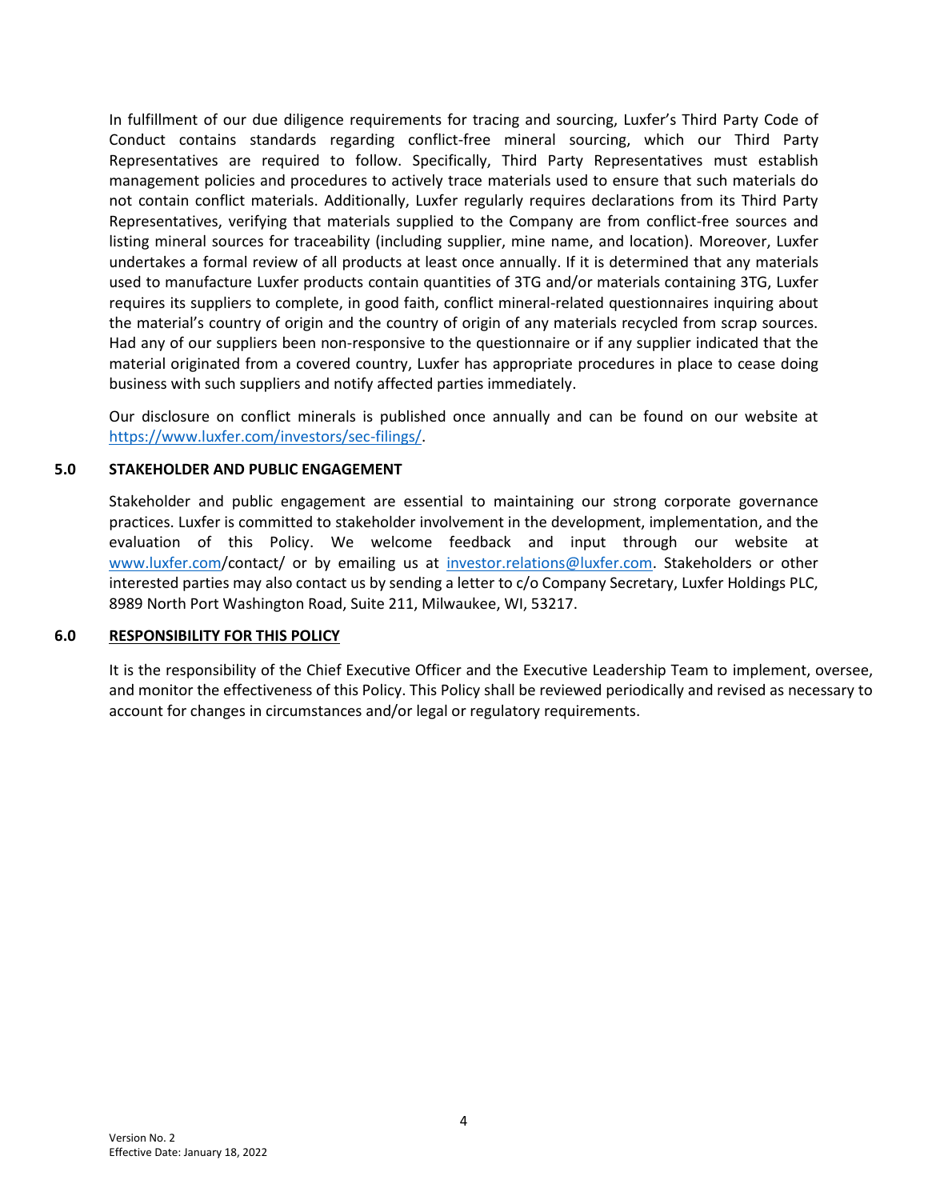In fulfillment of our due diligence requirements for tracing and sourcing, Luxfer's Third Party Code of Conduct contains standards regarding conflict-free mineral sourcing, which our Third Party Representatives are required to follow. Specifically, Third Party Representatives must establish management policies and procedures to actively trace materials used to ensure that such materials do not contain conflict materials. Additionally, Luxfer regularly requires declarations from its Third Party Representatives, verifying that materials supplied to the Company are from conflict-free sources and listing mineral sources for traceability (including supplier, mine name, and location). Moreover, Luxfer undertakes a formal review of all products at least once annually. If it is determined that any materials used to manufacture Luxfer products contain quantities of 3TG and/or materials containing 3TG, Luxfer requires its suppliers to complete, in good faith, conflict mineral-related questionnaires inquiring about the material's country of origin and the country of origin of any materials recycled from scrap sources. Had any of our suppliers been non-responsive to the questionnaire or if any supplier indicated that the material originated from a covered country, Luxfer has appropriate procedures in place to cease doing business with such suppliers and notify affected parties immediately.

Our disclosure on conflict minerals is published once annually and can be found on our website at https://www.luxfer.com/investors/sec-filings/.

## 5.0 STAKEHOLDER AND PUBLIC ENGAGEMENT

Stakeholder and public engagement are essential to maintaining our strong corporate governance practices. Luxfer is committed to stakeholder involvement in the development, implementation, and the evaluation of this Policy. We welcome feedback and input through our website at www.luxfer.com/contact/ or by emailing us at investor.relations@luxfer.com. Stakeholders or other interested parties may also contact us by sending a letter to c/o Company Secretary, Luxfer Holdings PLC, 8989 North Port Washington Road, Suite 211, Milwaukee, WI, 53217.

## 6.0 RESPONSIBILITY FOR THIS POLICY

It is the responsibility of the Chief Executive Officer and the Executive Leadership Team to implement, oversee, and monitor the effectiveness of this Policy. This Policy shall be reviewed periodically and revised as necessary to account for changes in circumstances and/or legal or regulatory requirements.